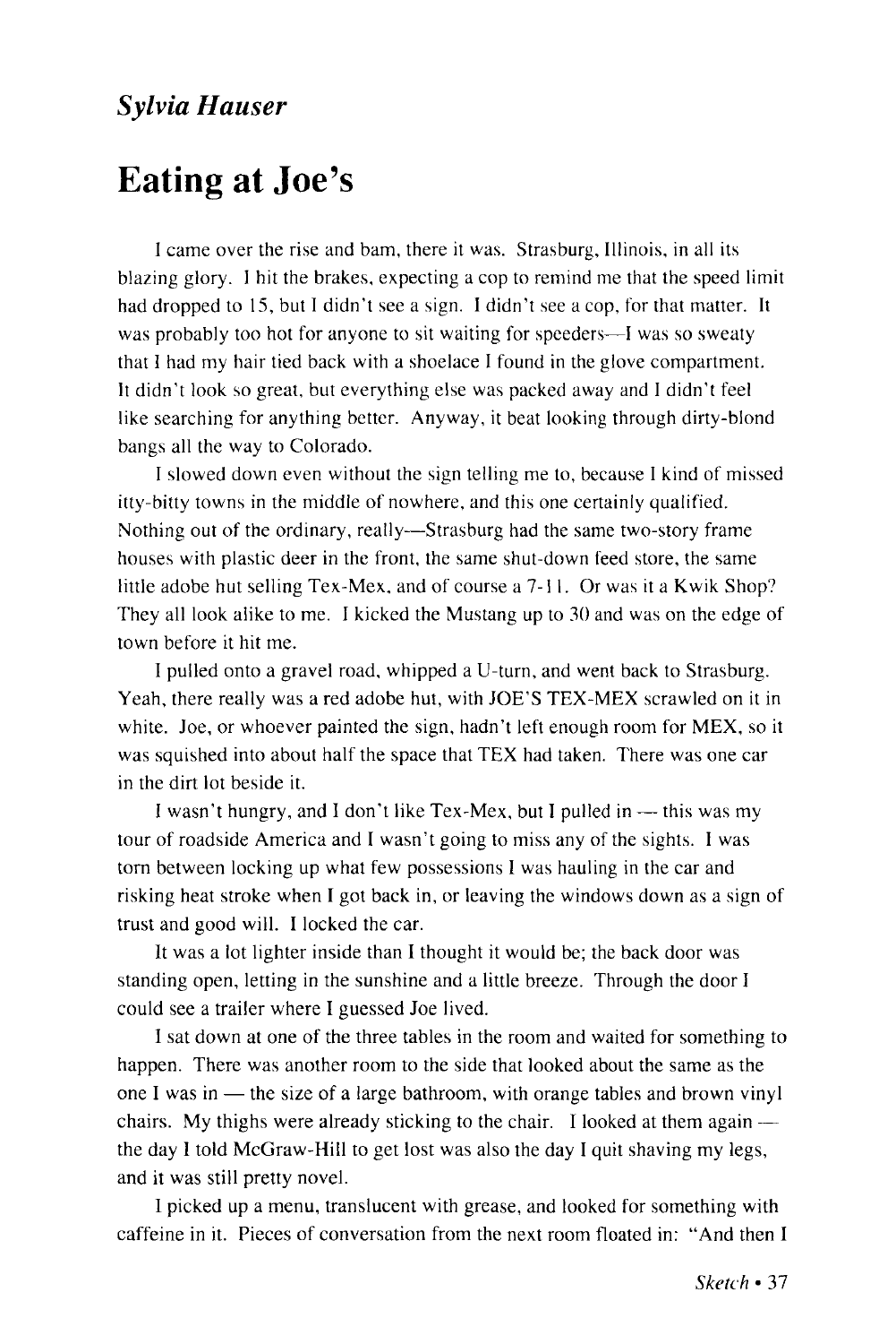*Sylvia Hauser*

# Eating at Joe's

I came over the rise and bam, there it was. Strasburg, Illinois, in all its blazing glory. I hit the brakes, expecting a cop to remind me that the speed limit had dropped to 15, but I didn't see a sign. I didn't see a cop, for that matter. It was probably too hot for anyone to sit waiting for speeders—I was so sweaty that I had my hair tied back with a shoelace I found in the glove compartment. It didn't look so great, but everything else was packed away and I didn't feel like searching for anything better. Anyway, it beat looking through dirty-blond bangs all the way to Colorado.

I slowed down even without the sign telling me to, because I kind of missed itty-bitty towns in the middle of nowhere, and this one certainly qualified. Nothing out of the ordinary, really—Strasburg had the same two-story frame houses with plastic deer in the front, the same shut-down feed store, the same little adobe hut selling Tex-Mex, and of course a 7-11. Or was it a Kwik Shop? They all look alike to me. I kicked the Mustang up to 30 and was on the edge of town before it hit me.

I pulled onto a gravel road, whipped a U-turn, and went back to Strasburg. Yeah, there really was a red adobe hut, with JOE'S TEX-MEX scrawled on it in white. Joe, or whoever painted the sign, hadn't left enough room for MEX, so it was squished into about half the space that TEX had taken. There was one car in the dirt lot beside it.

I wasn't hungry, and I don't like Tex-Mex, but I pulled in — this was my tour of roadside America and I wasn't going to miss any of the sights. I was torn between locking up what few possessions I was hauling in the car and risking heat stroke when I got back in, or leaving the windows down as a sign of trust and good will. I locked the car.

It was a lot lighter inside than I thought it would be; the back door was standing open, letting in the sunshine and a little breeze. Through the door I could see a trailer where I guessed Joe lived.

I sat down at one of the three tables in the room and waited for something to happen. There was another room to the side that looked about the same as the one I was in — the size of a large bathroom, with orange tables and brown vinyl chairs. My thighs were already sticking to the chair. I looked at them again — the day I told McGraw-Hill to get lost was also the day I quit shaving my legs, and it was still pretty novel.

I picked up a menu, translucent with grease, and looked for something with caffeine in it. Pieces of conversation from the next room floated in: "And then I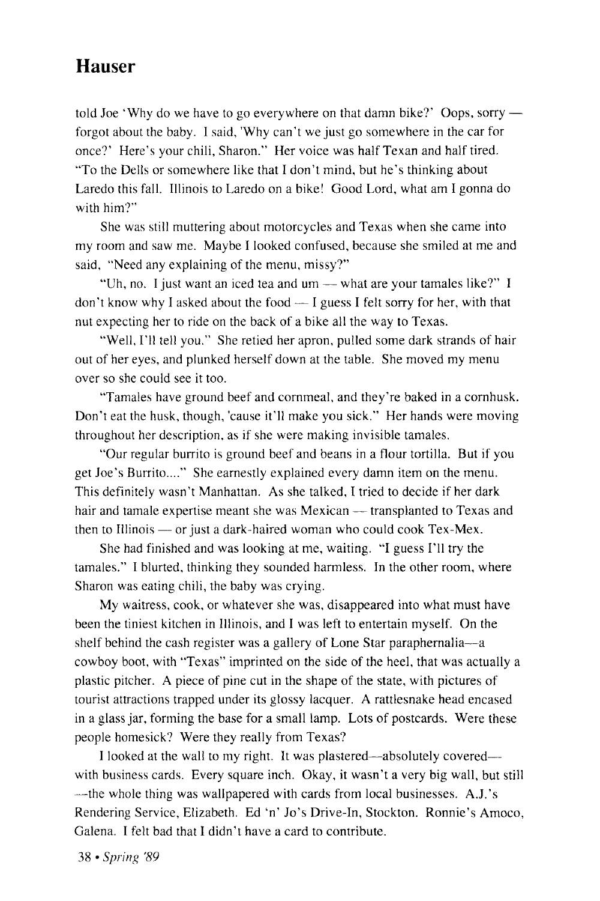told Joe 'Why do we have to go everywhere on that damn bike?' Oops, sorry — forgot about the baby. I said, 'Why can't we just go somewhere in the car for once?' Here's your chili, Sharon." Her voice was half Texan and half tired. "To the Dells or somewhere like that I don't mind, but he's thinking about Laredo this fall. Illinois to Laredo on a bike! Good Lord, what am I gonna do with him?"

She was still muttering about motorcycles and Texas when she came into my room and saw me. Maybe I looked confused, because she smiled at me and said, "Need any explaining of the menu, missy?"

"Uh, no. I just want an iced tea and um — what are your tamales like?" I don't know why I asked about the food — I guess I felt sorry for her, with that nut expecting her to ride on the back of a bike all the way to Texas.

"Well, I'll tell you." She retied her apron, pulled some dark strands of hair out of her eyes, and plunked herself down at the table. She moved my menu over so she could see it too.

"Tamales have ground beef and cornmeal, and they're baked in a cornhusk. Don't eat the husk, though, 'cause it'll make you sick." Her hands were moving throughout her description, as if she were making invisible tamales.

"Our regular burrito is ground beef and beans in a flour tortilla. But if you get Joe's Burrito...." She earnestly explained every damn item on the menu. This definitely wasn't Manhattan. As she talked, I tried to decide if her dark hair and tamale expertise meant she was Mexican — transplanted to Texas and then to Illinois — or just a dark-haired woman who could cook Tex-Mex.

She had finished and was looking at me, waiting. "I guess I'll try the tamales." I blurted, thinking they sounded harmless. In the other room, where Sharon was eating chili, the baby was crying.

My waitress, cook, or whatever she was, disappeared into what must have been the tiniest kitchen in Illinois, and I was left to entertain myself. On the shelf behind the cash register was a gallery of Lone Star paraphernalia—a cowboy boot, with "Texas" imprinted on the side of the heel, that was actually a plastic pitcher. A piece of pine cut in the shape of the state, with pictures of tourist attractions trapped under its glossy lacquer. A rattlesnake head encased in a glass jar, forming the base for a small lamp. Lots of postcards. Were these people homesick? Were they really from Texas?

I looked at the wall to my right. It was plastered—absolutely covered—with business cards. Every square inch. Okay, it wasn't a very big wall, but still —the whole thing was wallpapered with cards from local businesses. A.J.'s Rendering Service, Elizabeth. Ed 'n' Jo's Drive-In, Stockton. Ronnie's Amoco, Galena. I felt bad that I didn't have a card to contribute.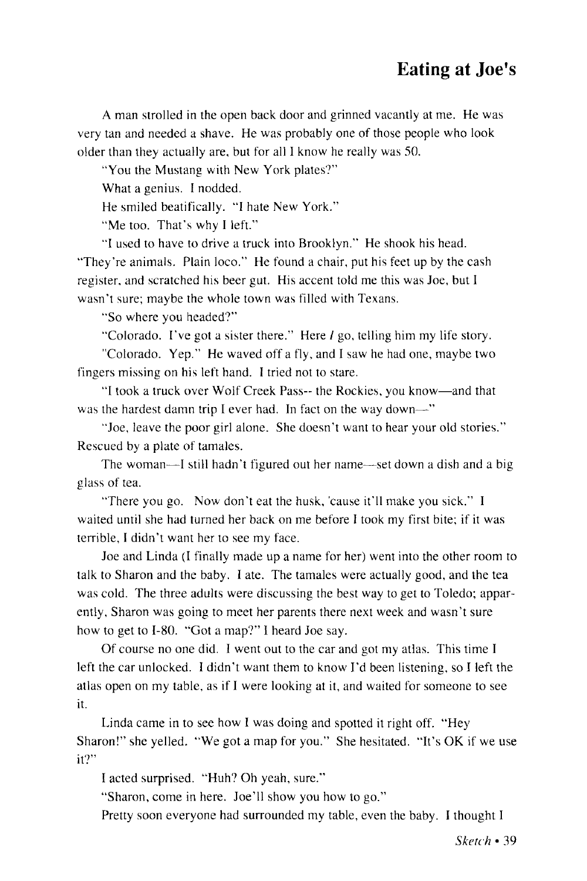# Eating at Joe's

A man strolled in the open back door and grinned vacantly at me. He was very tan and needed a shave. He was probably one of those people who look older than they actually are, but for all I know he really was 50.

"You the Mustang with New York plates?"

What a genius. I nodded.

He smiled beatifically. "I hate New York."

"Me too. That's why I left."

"I used to have to drive a truck into Brooklyn." He shook his head. "They're animals. Plain loco." He found a chair, put his feet up by the cash register, and scratched his beer gut. His accent told me this was Joe, but I wasn't sure; maybe the whole town was filled with Texans.

"So where you headed?"

"Colorado. I've got a sister there." Here *I* go, telling him my life story.

"Colorado. Yep." He waved off a fly, and I saw he had one, maybe two fingers missing on his left hand. I tried not to stare.

"I took a truck over Wolf Creek Pass-- the Rockies, you know—and that was the hardest damn trip I ever had. In fact on the way down—"

"Joe, leave the poor girl alone. She doesn't want to hear your old stories." Rescued by a plate of tamales.

The woman—I still hadn't figured out her name—set down a dish and a big glass of tea.

"There you go. Now don't eat the husk, 'cause it'll make you sick." I waited until she had turned her back on me before I took my first bite; if it was terrible, I didn't want her to see my face.

Joe and Linda (I finally made up a name for her) went into the other room to talk to Sharon and the baby. I ate. The tamales were actually good, and the tea was cold. The three adults were discussing the best way to get to Toledo; apparently, Sharon was going to meet her parents there next week and wasn't sure how to get to I-80. "Got a map?" I heard Joe say.

Of course no one did. I went out to the car and got my atlas. This time I left the car unlocked. I didn't want them to know I'd been listening, so I left the atlas open on my table, as if I were looking at it, and waited for someone to see it.

Linda came in to see how I was doing and spotted it right off. "Hey Sharon!" she yelled. "We got a map for you." She hesitated. "It's OK if we use it?"

I acted surprised. "Huh? Oh yeah, sure."

"Sharon, come in here. Joe'll show you how to go."

Pretty soon everyone had surrounded my table, even the baby. I thought I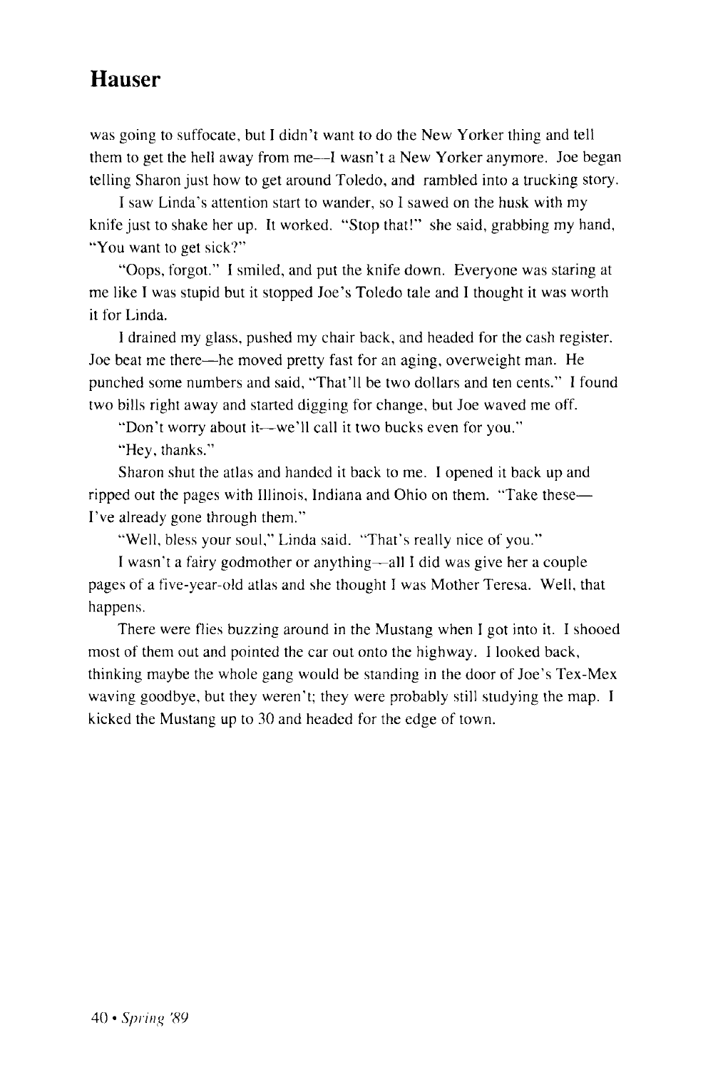was going to suffocate, but I didn't want to do the New Yorker thing and tell them to get the hell away from me—I wasn't a New Yorker anymore. Joe began telling Sharon just how to get around Toledo, and rambled into a trucking story.

I saw Linda's attention start to wander, so I sawed on the husk with my knife just to shake her up. It worked. "Stop that!" she said, grabbing my hand, "You want to get sick?"

"Oops, forgot." I smiled, and put the knife down. Everyone was staring at me like I was stupid but it stopped Joe's Toledo tale and I thought it was worth it for Linda.

I drained my glass, pushed my chair back, and headed for the cash register. Joe beat me there—he moved pretty fast for an aging, overweight man. He punched some numbers and said, "That'll be two dollars and ten cents." I found two bills right away and started digging for change, but Joe waved me off.

"Don't worry about it—we'll call it two bucks even for you."

"Hey, thanks."

Sharon shut the atlas and handed it back to me. I opened it back up and ripped out the pages with Illinois, Indiana and Ohio on them. "Take these—I've already gone through them."

"Well, bless your soul," Linda said. "That's really nice of you."

I wasn't a fairy godmother or anything—all I did was give her a couple pages of a five-year-old atlas and she thought I was Mother Teresa. Well, that happens.

There were flies buzzing around in the Mustang when I got into it. I shooed most of them out and pointed the car out onto the highway. I looked back, thinking maybe the whole gang would be standing in the door of Joe's Tex-Mex waving goodbye, but they weren't; they were probably still studying the map. I kicked the Mustang up to 30 and headed for the edge of town.